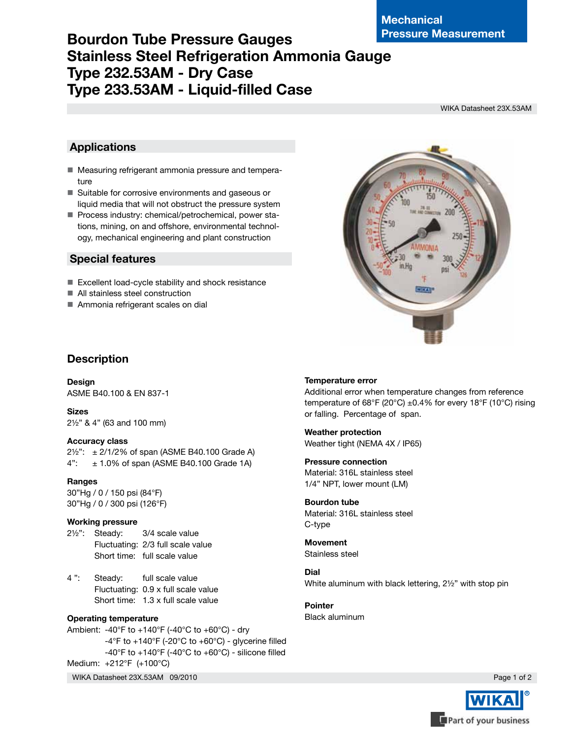Mechanical Pressure Measurement

# Bourdon Tube Pressure Gauges
# Stainless Steel Refrigeration Ammonia Gauge
# Type 232.53AM - Dry Case
# Type 233.53AM - Liquid-filled Case

WIKA Datasheet 23X.53AM

## Applications

- Measuring refrigerant ammonia pressure and temperature
- Suitable for corrosive environments and gaseous or liquid media that will not obstruct the pressure system
- Process industry: chemical/petrochemical, power stations, mining, on and offshore, environmental technology, mechanical engineering and plant construction

## Special features

- Excellent load-cycle stability and shock resistance
- All stainless steel construction
- Ammonia refrigerant scales on dial

## Description

**Design**
ASME B40.100 & EN 837-1

**Sizes**
2½" & 4" (63 and 100 mm)

**Accuracy class**
2½": ± 2/1/2% of span (ASME B40.100 Grade A)
4": ± 1.0% of span (ASME B40.100 Grade 1A)

**Ranges**
30"Hg / 0 / 150 psi (84°F)
30"Hg / 0 / 300 psi (126°F)

**Working pressure**

| | | |
|---|---|---|
| 2½": | Steady: | 3/4 scale value |
| | Fluctuating: | 2/3 full scale value |
| | Short time: | full scale value |
| 4 ": | Steady: | full scale value |
| | Fluctuating: | 0.9 x full scale value |
| | Short time: | 1.3 x full scale value |

**Operating temperature**
Ambient: -40°F to +140°F (-40°C to +60°C) - dry
-4°F to +140°F (-20°C to +60°C) - glycerine filled
-40°F to +140°F (-40°C to +60°C) - silicone filled
Medium: +212°F (+100°C)

**Temperature error**
Additional error when temperature changes from reference temperature of 68°F (20°C) ±0.4% for every 18°F (10°C) rising or falling. Percentage of span.

**Weather protection**
Weather tight (NEMA 4X / IP65)

**Pressure connection**
Material: 316L stainless steel
1/4" NPT, lower mount (LM)

**Bourdon tube**
Material: 316L stainless steel
C-type

**Movement**
Stainless steel

**Dial**
White aluminum with black lettering, 2½" with stop pin

**Pointer**
Black aluminum

WIKA Datasheet 23X.53AM 09/2010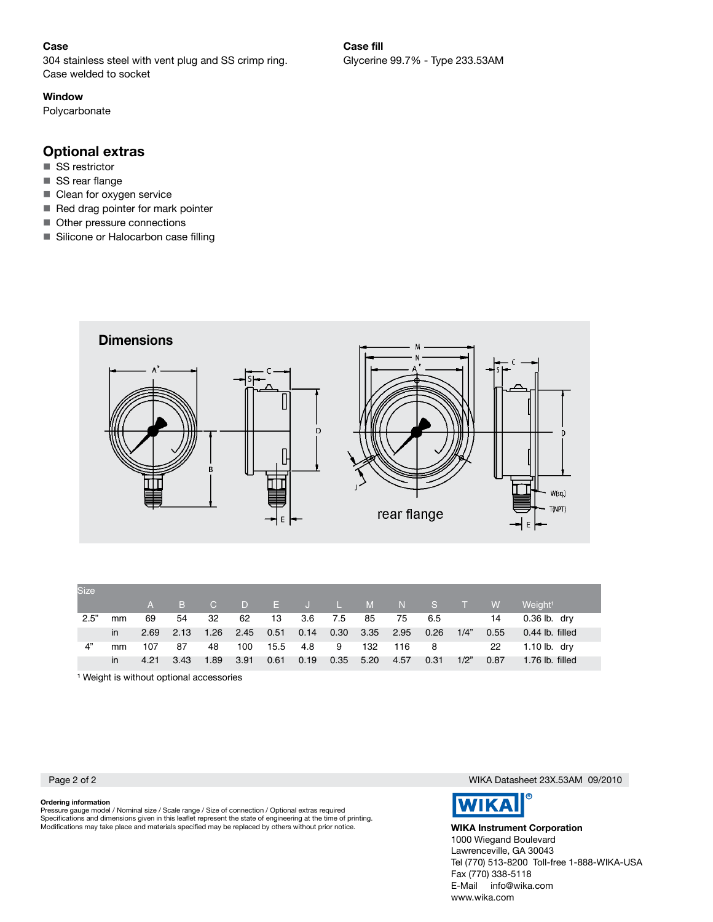**Case**
304 stainless steel with vent plug and SS crimp ring.
Case welded to socket

**Window**
Polycarbonate

**Case fill**
Glycerine 99.7% - Type 233.53AM

## Optional extras

- SS restrictor
- SS rear flange
- Clean for oxygen service
- Red drag pointer for mark pointer
- Other pressure connections
- Silicone or Halocarbon case filling

## Dimensions

A*
B
C
S
D
E
M
N
J
W(sq.)
T(NPT)
rear flange

| Size | | A | B | C | D | E | J | L | M | N | S | T | W | Weight[1] |
|---|---|---|---|---|---|---|---|---|---|---|---|---|---|---|
| 2.5" | mm | 69 | 54 | 32 | 62 | 13 | 3.6 | 7.5 | 85 | 75 | 6.5 | | 14 | 0.36 lb. dry |
| | in | 2.69 | 2.13 | 1.26 | 2.45 | 0.51 | 0.14 | 0.30 | 3.35 | 2.95 | 0.26 | 1/4" | 0.55 | 0.44 lb. filled |
| 4" | mm | 107 | 87 | 48 | 100 | 15.5 | 4.8 | 9 | 132 | 116 | 8 | | 22 | 1.10 lb. dry |
| | in | 4.21 | 3.43 | 1.89 | 3.91 | 0.61 | 0.19 | 0.35 | 5.20 | 4.57 | 0.31 | 1/2" | 0.87 | 1.76 lb. filled |

[1] Weight is without optional accessories

WIKA Datasheet 23X.53AM 09/2010

**Ordering information**
Pressure gauge model / Nominal size / Scale range / Size of connection / Optional extras required
Specifications and dimensions given in this leaflet represent the state of engineering at the time of printing.
Modifications may take place and materials specified may be replaced by others without prior notice.

WIKA

**WIKA Instrument Corporation**
1000 Wiegand Boulevard
Lawrenceville, GA 30043
Tel (770) 513-8200 Toll-free 1-888-WIKA-USA
Fax (770) 338-5118
E-Mail info@wika.com
www.wika.com